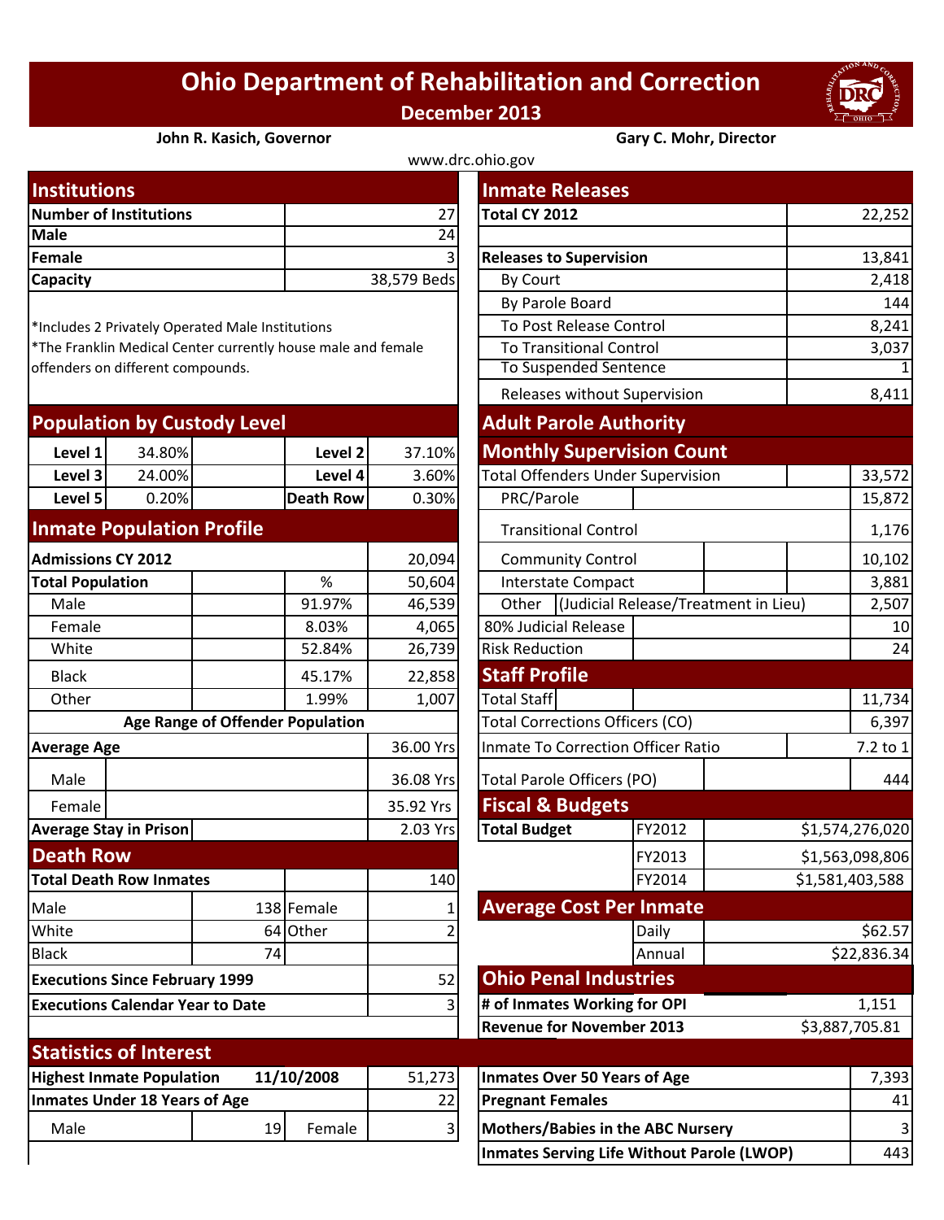# Ohio Department of Rehabilitation and Correction

## December 2013

**John R. Kasich, Governor** — **Gary C. Mohr, Director**

www.drc.ohio.gov

## Institutions

| | |
|---|---|
| **Number of Institutions** | 27 |
| **Male** | 24 |
| **Female** | 3 |
| **Capacity** | 38,579 Beds |

*Includes 2 Privately Operated Male Institutions
*The Franklin Medical Center currently house male and female offenders on different compounds.

## Population by Custody Level

| | | | |
|---|---|---|---|
| **Level 1** | 34.80% | **Level 2** | 37.10% |
| **Level 3** | 24.00% | **Level 4** | 3.60% |
| **Level 5** | 0.20% | **Death Row** | 0.30% |

## Inmate Population Profile

| | % | |
|---|---|---|
| **Admissions CY 2012** | | 20,094 |
| **Total Population** | % | 50,604 |
| Male | 91.97% | 46,539 |
| Female | 8.03% | 4,065 |
| White | 52.84% | 26,739 |
| Black | 45.17% | 22,858 |
| Other | 1.99% | 1,007 |

**Age Range of Offender Population**

| | |
|---|---|
| **Average Age** | 36.00 Yrs |
| Male | 36.08 Yrs |
| Female | 35.92 Yrs |
| **Average Stay in Prison** | 2.03 Yrs |

## Death Row

| | | | |
|---|---|---|---|
| **Total Death Row Inmates** | | | 140 |
| Male | 138 | Female | 1 |
| White | 64 | Other | 2 |
| Black | 74 | | |
| **Executions Since February 1999** | | | 52 |
| **Executions Calendar Year to Date** | | | 3 |

## Inmate Releases

| | |
|---|---|
| **Total CY 2012** | 22,252 |
| **Releases to Supervision** | 13,841 |
| By Court | 2,418 |
| By Parole Board | 144 |
| To Post Release Control | 8,241 |
| To Transitional Control | 3,037 |
| To Suspended Sentence | 1 |
| Releases without Supervision | 8,411 |

## Adult Parole Authority

### Monthly Supervision Count

| | |
|---|---|
| Total Offenders Under Supervision | 33,572 |
| PRC/Parole | 15,872 |
| Transitional Control | 1,176 |
| Community Control | 10,102 |
| Interstate Compact | 3,881 |
| Other (Judicial Release/Treatment in Lieu) | 2,507 |
| 80% Judicial Release | 10 |
| Risk Reduction | 24 |

## Staff Profile

| | |
|---|---|
| Total Staff | 11,734 |
| Total Corrections Officers (CO) | 6,397 |
| Inmate To Correction Officer Ratio | 7.2 to 1 |
| Total Parole Officers (PO) | 444 |

## Fiscal & Budgets

| | | |
|---|---|---|
| **Total Budget** | FY2012 | $1,574,276,020 |
| | FY2013 | $1,563,098,806 |
| | FY2014 | $1,581,403,588 |

## Average Cost Per Inmate

| | |
|---|---|
| Daily | $62.57 |
| Annual | $22,836.34 |

## Ohio Penal Industries

| | |
|---|---|
| **# of Inmates Working for OPI** | 1,151 |
| **Revenue for November 2013** | $3,887,705.81 |

## Statistics of Interest

| | | | |
|---|---|---|---|
| **Highest Inmate Population** | **11/10/2008** | | 51,273 |
| **Inmates Under 18 Years of Age** | | | 22 |
| Male | 19 | Female | 3 |

| | |
|---|---|
| **Inmates Over 50 Years of Age** | 7,393 |
| **Pregnant Females** | 41 |
| **Mothers/Babies in the ABC Nursery** | 3 |
| **Inmates Serving Life Without Parole (LWOP)** | 443 |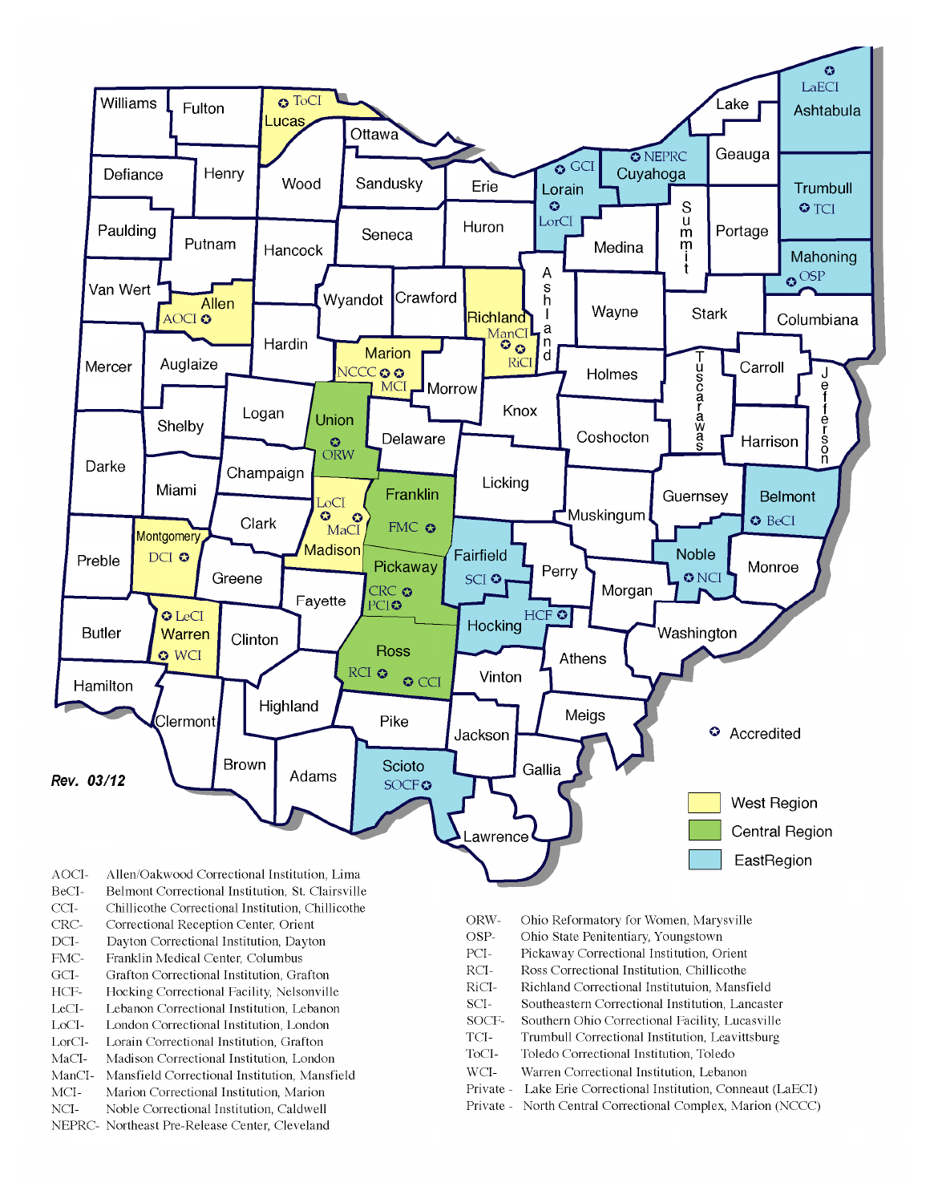Rev. 03/12

✪ Accredited

- West Region
- Central Region
- EastRegion

| Abbreviation | Institution |
| --- | --- |
| AOCI- | Allen/Oakwood Correctional Institution, Lima |
| BeCI- | Belmont Correctional Institution, St. Clairsville |
| CCI- | Chillicothe Correctional Institution, Chillicothe |
| CRC- | Correctional Reception Center, Orient |
| DCI- | Dayton Correctional Institution, Dayton |
| FMC- | Franklin Medical Center, Columbus |
| GCI- | Grafton Correctional Institution, Grafton |
| HCF- | Hocking Correctional Facility, Nelsonville |
| LeCI- | Lebanon Correctional Institution, Lebanon |
| LoCI- | London Correctional Institution, London |
| LorCI- | Lorain Correctional Institution, Grafton |
| MaCI- | Madison Correctional Institution, London |
| ManCI- | Mansfield Correctional Institution, Mansfield |
| MCI- | Marion Correctional Institution, Marion |
| NCI- | Noble Correctional Institution, Caldwell |
| NEPRC- | Northeast Pre-Release Center, Cleveland |
| ORW- | Ohio Reformatory for Women, Marysville |
| OSP- | Ohio State Penitentiary, Youngstown |
| PCI- | Pickaway Correctional Institution, Orient |
| RCI- | Ross Correctional Institution, Chillicothe |
| RiCI- | Richland Correctional Institutuion, Mansfield |
| SCI- | Southeastern Correctional Institution, Lancaster |
| SOCF- | Southern Ohio Correctional Facility, Lucasville |
| TCI- | Trumbull Correctional Institution, Leavittsburg |
| ToCI- | Toledo Correctional Institution, Toledo |
| WCI- | Warren Correctional Institution, Lebanon |
| Private - | Lake Erie Correctional Institution, Conneaut (LaECI) |
| Private - | North Central Correctional Complex, Marion (NCCC) |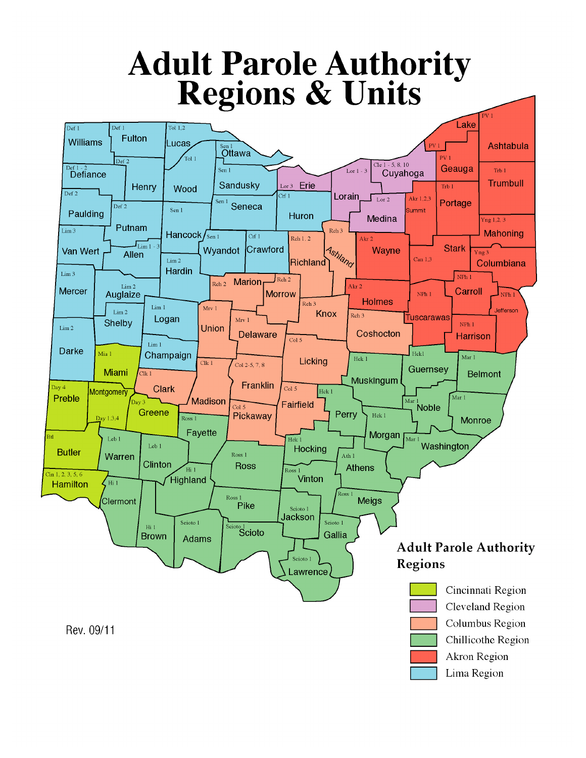# Adult Parole Authority Regions & Units

Def 1 Williams
Def 1 Fulton
Tol 1,2 Lucas
Sen 1 Ottawa
Tol 1 Wood
Def 1 - 2 Defiance
Def 2 Henry
Sen 1 Sandusky
Lor 3 Erie
Lor 1 - 3 Lorain
Cle 1 - 5, 8, 10 Cuyahoga
PV 1 Lake
PV 1 Geauga
PV 1 Ashtabula
Trb 1 Trumbull
Def 2 Paulding
Def 2 Putnam
Sen 1 Hancock
Sen 1 Seneca
Crf 1 Huron
Lor 2 Medina
Akr 1,2,3 Summit
Trb 1 Portage
Yng 1,2, 3 Mahoning
Lim 3 Van Wert
Lim 1 - 3 Allen
Sen 1 Wyandot
Crf 1 Crawford
Rch 1, 2 Richland
Rch 3 Ashland
Akr 2 Wayne
Can 1,3 Stark
Yng 3 Columbiana
Lim 3 Mercer
Lim 2 Auglaize
Lim 2 Hardin
Rch 2 Marion
Rch 2 Morrow
Akr 2 Holmes
NPh 1 Tuscarawas
NPh 1 Carroll
NPh 1 Jefferson
Lim 2 Shelby
Lim 1 Logan
Mrv 1 Union
Mrv 1 Delaware
Rch 3 Knox
Rch 3 Coshocton
NPh 1 Harrison
Lim 2 Darke
Mia 1 Miami
Lim 1 Champaign
Clk 1 Clark
Clk 1 Madison
Col 2-5, 7, 8 Franklin
Col 5 Licking
Hck 1 Muskingum
Hck1 Guernsey
Mar 1 Belmont
Day 4 Preble
Montgomery
Day 3 Greene
Day 1,3,4
Ross 1 Fayette
Col 5 Pickaway
Col 5 Fairfield
Hck 1 Perry
Hck 1 Morgan
Mar 1 Noble
Mar 1 Monroe
Btl Butler
Leb 1 Warren
Leb 1 Clinton
Hi 1 Highland
Ross 1 Ross
Hck 1 Hocking
Ath 1 Athens
Mar 1 Washington
Cin 1, 2, 3, 5, 6 Hamilton
Hi 1 Clermont
Hi 1 Brown
Sciot 1 Adams
Ross 1 Pike
Ross 1 Vinton
Ross 1 Meigs
Scioto 1 Jackson
Scioto 1 Scioto
Scioto 1 Gallia
Scioto 1 Lawrence

**Adult Parole Authority Regions**

- Cincinnati Region
- Cleveland Region
- Columbus Region
- Chillicothe Region
- Akron Region
- Lima Region

Rev. 09/11